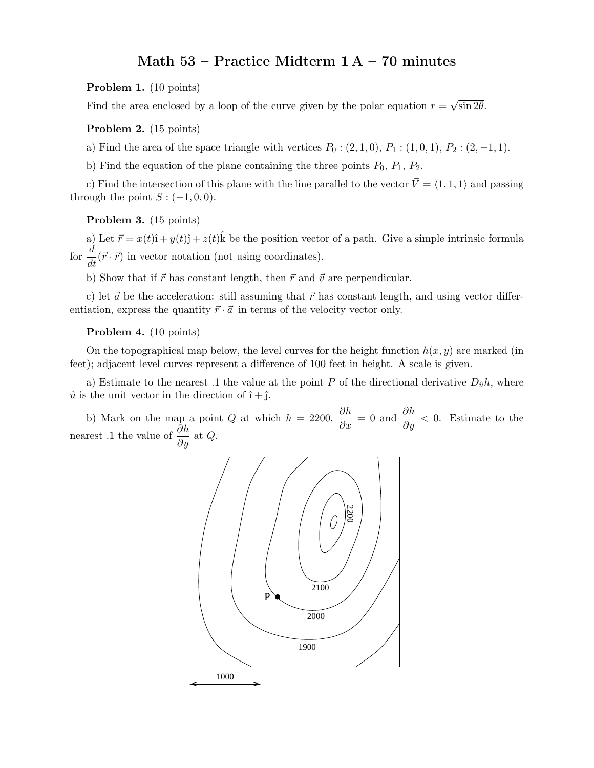# Math 53 – Practice Midterm 1 A – 70 minutes

**Problem 1.** (10 points)

Find the area enclosed by a loop of the curve given by the polar equation $r = \sqrt{\sin 2\theta}$.

**Problem 2.** (15 points)

a) Find the area of the space triangle with vertices $P_0 : (2, 1, 0)$, $P_1 : (1, 0, 1)$, $P_2 : (2, -1, 1)$.

b) Find the equation of the plane containing the three points $P_0$, $P_1$, $P_2$.

c) Find the intersection of this plane with the line parallel to the vector $\vec{V} = \langle 1, 1, 1 \rangle$ and passing through the point $S : (-1, 0, 0)$.

**Problem 3.** (15 points)

a) Let $\vec{r} = x(t)\hat{\imath} + y(t)\hat{\jmath} + z(t)\hat{k}$ be the position vector of a path. Give a simple intrinsic formula for $\frac{d}{dt}(\vec{r} \cdot \vec{r})$ in vector notation (not using coordinates).

b) Show that if $\vec{r}$ has constant length, then $\vec{r}$ and $\vec{v}$ are perpendicular.

c) let $\vec{a}$ be the acceleration: still assuming that $\vec{r}$ has constant length, and using vector differentiation, express the quantity $\vec{r} \cdot \vec{a}$ in terms of the velocity vector only.

**Problem 4.** (10 points)

On the topographical map below, the level curves for the height function $h(x, y)$ are marked (in feet); adjacent level curves represent a difference of 100 feet in height. A scale is given.

a) Estimate to the nearest .1 the value at the point $P$ of the directional derivative $D_{\hat{u}}h$, where $\hat{u}$ is the unit vector in the direction of $\hat{\imath} + \hat{\jmath}$.

b) Mark on the map a point $Q$ at which $h = 2200$, $\frac{\partial h}{\partial x} = 0$ and $\frac{\partial h}{\partial y} < 0$. Estimate to the nearest .1 the value of $\frac{\partial h}{\partial y}$ at $Q$.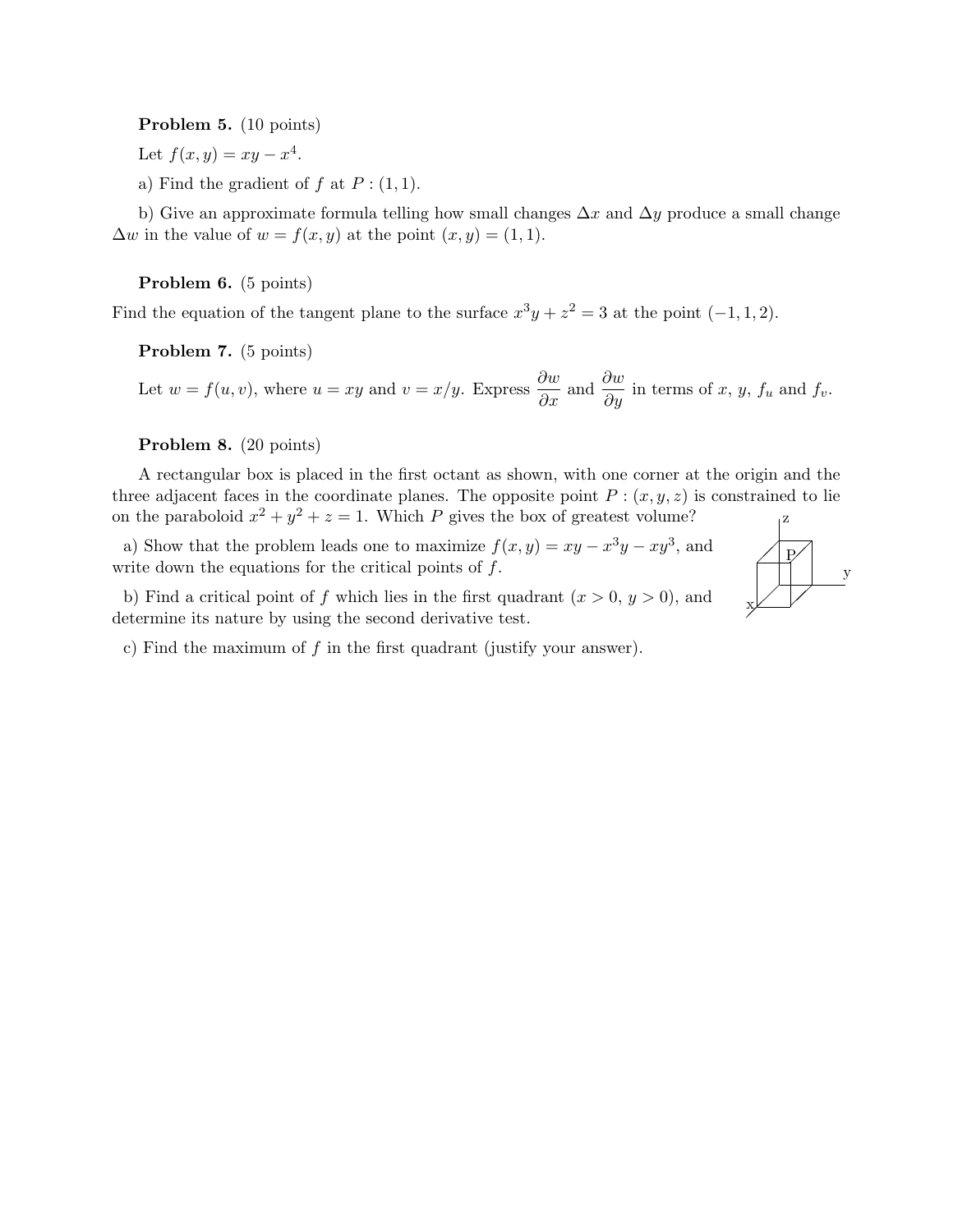**Problem 5.** (10 points)

Let $f(x, y) = xy - x^4$.

a) Find the gradient of $f$ at $P : (1, 1)$.

b) Give an approximate formula telling how small changes $\Delta x$ and $\Delta y$ produce a small change $\Delta w$ in the value of $w = f(x, y)$ at the point $(x, y) = (1, 1)$.

**Problem 6.** (5 points)

Find the equation of the tangent plane to the surface $x^3 y + z^2 = 3$ at the point $(-1, 1, 2)$.

**Problem 7.** (5 points)

Let $w = f(u, v)$, where $u = xy$ and $v = x/y$. Express $\dfrac{\partial w}{\partial x}$ and $\dfrac{\partial w}{\partial y}$ in terms of $x$, $y$, $f_u$ and $f_v$.

**Problem 8.** (20 points)

A rectangular box is placed in the first octant as shown, with one corner at the origin and the three adjacent faces in the coordinate planes. The opposite point $P : (x, y, z)$ is constrained to lie on the paraboloid $x^2 + y^2 + z = 1$. Which $P$ gives the box of greatest volume?

z

P

y

x

a) Show that the problem leads one to maximize $f(x, y) = xy - x^3 y - xy^3$, and write down the equations for the critical points of $f$.

b) Find a critical point of $f$ which lies in the first quadrant ($x > 0$, $y > 0$), and determine its nature by using the second derivative test.

c) Find the maximum of $f$ in the first quadrant (justify your answer).